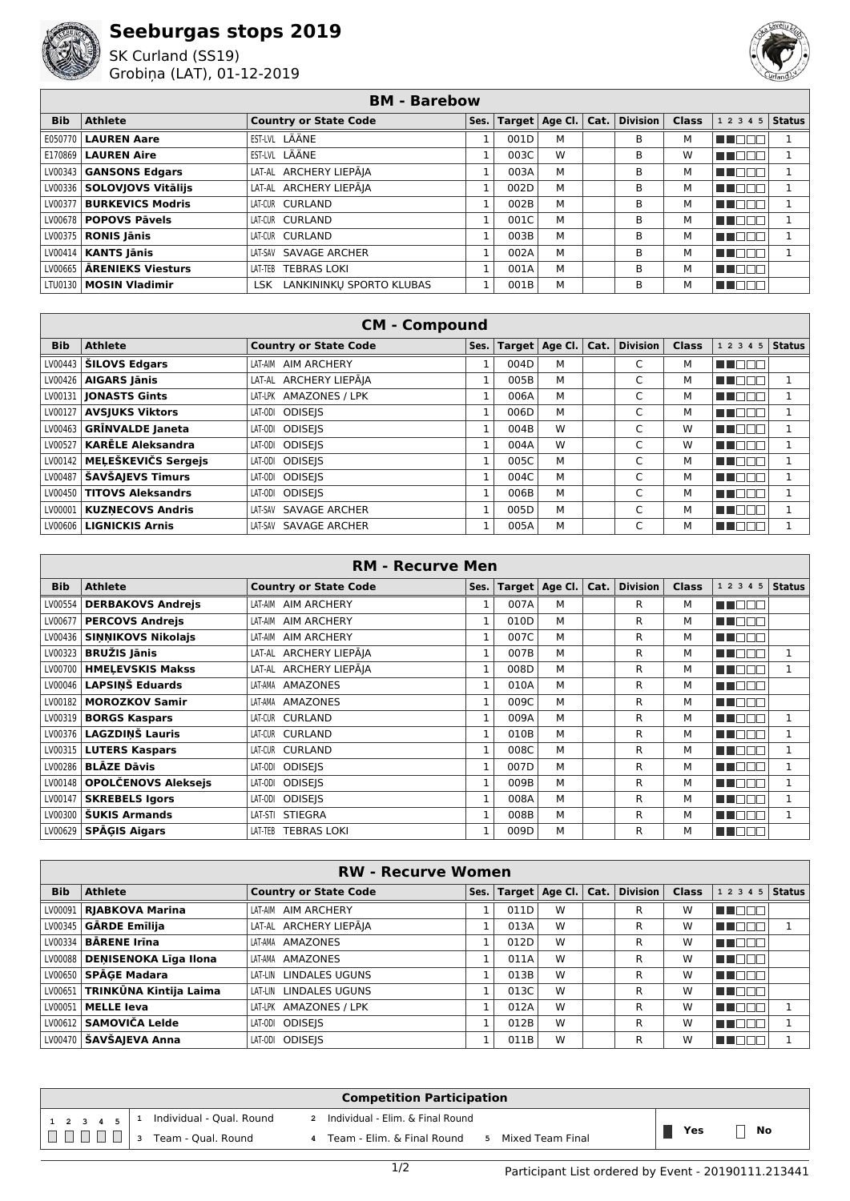# Seeburgas stops 2019

SK Curland (SS19)
Grobiņa (LAT), 01-12-2019

## BM - Barebow

| Bib | Athlete | Country or State Code | Ses. | Target | Age Cl. | Cat. | Division | Class | 1 2 3 4 5 | Status |
|---|---|---|---|---|---|---|---|---|---|---|
| E050770 | **LAUREN Aare** | EST-LVL LÄÄNE | 1 | 001D | M | | B | M | ■■□□□ | 1 |
| E170869 | **LAUREN Aire** | EST-LVL LÄÄNE | 1 | 003C | W | | B | W | ■■□□□ | 1 |
| LV00343 | **GANSONS Edgars** | LAT-AL ARCHERY LIEPĀJA | 1 | 003A | M | | B | M | ■■□□□ | 1 |
| LV00336 | **SOLOVJOVS Vitālijs** | LAT-AL ARCHERY LIEPĀJA | 1 | 002D | M | | B | M | ■■□□□ | 1 |
| LV00377 | **BURKEVICS Modris** | LAT-CUR CURLAND | 1 | 002B | M | | B | M | ■■□□□ | 1 |
| LV00678 | **POPOVS Pāvels** | LAT-CUR CURLAND | 1 | 001C | M | | B | M | ■■□□□ | 1 |
| LV00375 | **RONIS Jānis** | LAT-CUR CURLAND | 1 | 003B | M | | B | M | ■■□□□ | 1 |
| LV00414 | **KANTS Jānis** | LAT-SAV SAVAGE ARCHER | 1 | 002A | M | | B | M | ■■□□□ | 1 |
| LV00665 | **ĀRENIEKS Viesturs** | LAT-TEB TEBRAS LOKI | 1 | 001A | M | | B | M | ■■□□□ | |
| LTU0130 | **MOSIN Vladimir** | LSK LANKININKŲ SPORTO KLUBAS | 1 | 001B | M | | B | M | ■■□□□ | |

## CM - Compound

| Bib | Athlete | Country or State Code | Ses. | Target | Age Cl. | Cat. | Division | Class | 1 2 3 4 5 | Status |
|---|---|---|---|---|---|---|---|---|---|---|
| LV00443 | **ŠILOVS Edgars** | LAT-AIM AIM ARCHERY | 1 | 004D | M | | C | M | ■■□□□ | |
| LV00426 | **AIGARS Jānis** | LAT-AL ARCHERY LIEPĀJA | 1 | 005B | M | | C | M | ■■□□□ | 1 |
| LV00131 | **JONASTS Gints** | LAT-LPK AMAZONES / LPK | 1 | 006A | M | | C | M | ■■□□□ | 1 |
| LV00127 | **AVSJUKS Viktors** | LAT-ODI ODISEJS | 1 | 006D | M | | C | M | ■■□□□ | 1 |
| LV00463 | **GRĪNVALDE Janeta** | LAT-ODI ODISEJS | 1 | 004B | W | | C | W | ■■□□□ | 1 |
| LV00527 | **KARĒLE Aleksandra** | LAT-ODI ODISEJS | 1 | 004A | W | | C | W | ■■□□□ | 1 |
| LV00142 | **MEĻEŠKEVIČS Sergejs** | LAT-ODI ODISEJS | 1 | 005C | M | | C | M | ■■□□□ | 1 |
| LV00487 | **ŠAVŠAJEVS Timurs** | LAT-ODI ODISEJS | 1 | 004C | M | | C | M | ■■□□□ | 1 |
| LV00450 | **TITOVS Aleksandrs** | LAT-ODI ODISEJS | 1 | 006B | M | | C | M | ■■□□□ | 1 |
| LV00001 | **KUZŅECOVS Andris** | LAT-SAV SAVAGE ARCHER | 1 | 005D | M | | C | M | ■■□□□ | 1 |
| LV00606 | **LIGNICKIS Arnis** | LAT-SAV SAVAGE ARCHER | 1 | 005A | M | | C | M | ■■□□□ | 1 |

## RM - Recurve Men

| Bib | Athlete | Country or State Code | Ses. | Target | Age Cl. | Cat. | Division | Class | 1 2 3 4 5 | Status |
|---|---|---|---|---|---|---|---|---|---|---|
| LV00554 | **DERBAKOVS Andrejs** | LAT-AIM AIM ARCHERY | 1 | 007A | M | | R | M | ■■□□□ | |
| LV00677 | **PERCOVS Andrejs** | LAT-AIM AIM ARCHERY | 1 | 010D | M | | R | M | ■■□□□ | |
| LV00436 | **SIŅŅIKOVS Nikolajs** | LAT-AIM AIM ARCHERY | 1 | 007C | M | | R | M | ■■□□□ | |
| LV00323 | **BRUŽIS Jānis** | LAT-AL ARCHERY LIEPĀJA | 1 | 007B | M | | R | M | ■■□□□ | 1 |
| LV00700 | **HMEĻEVSKIS Makss** | LAT-AL ARCHERY LIEPĀJA | 1 | 008D | M | | R | M | ■■□□□ | 1 |
| LV00046 | **LAPSIŅŠ Eduards** | LAT-AMA AMAZONES | 1 | 010A | M | | R | M | ■■□□□ | |
| LV00182 | **MOROZKOV Samir** | LAT-AMA AMAZONES | 1 | 009C | M | | R | M | ■■□□□ | |
| LV00319 | **BORGS Kaspars** | LAT-CUR CURLAND | 1 | 009A | M | | R | M | ■■□□□ | 1 |
| LV00376 | **LAGZDIŅŠ Lauris** | LAT-CUR CURLAND | 1 | 010B | M | | R | M | ■■□□□ | 1 |
| LV00315 | **LUTERS Kaspars** | LAT-CUR CURLAND | 1 | 008C | M | | R | M | ■■□□□ | 1 |
| LV00286 | **BLĀZE Dāvis** | LAT-ODI ODISEJS | 1 | 007D | M | | R | M | ■■□□□ | 1 |
| LV00148 | **OPOLČENOVS Aleksejs** | LAT-ODI ODISEJS | 1 | 009B | M | | R | M | ■■□□□ | 1 |
| LV00147 | **SKREBELS Igors** | LAT-ODI ODISEJS | 1 | 008A | M | | R | M | ■■□□□ | 1 |
| LV00300 | **ŠUKIS Armands** | LAT-STI STIEGRA | 1 | 008B | M | | R | M | ■■□□□ | 1 |
| LV00629 | **SPĀĢIS Aigars** | LAT-TEB TEBRAS LOKI | 1 | 009D | M | | R | M | ■■□□□ | |

## RW - Recurve Women

| Bib | Athlete | Country or State Code | Ses. | Target | Age Cl. | Cat. | Division | Class | 1 2 3 4 5 | Status |
|---|---|---|---|---|---|---|---|---|---|---|
| LV00091 | **RJABKOVA Marina** | LAT-AIM AIM ARCHERY | 1 | 011D | W | | R | W | ■■□□□ | |
| LV00345 | **GĀRDE Emīlija** | LAT-AL ARCHERY LIEPĀJA | 1 | 013A | W | | R | W | ■■□□□ | 1 |
| LV00334 | **BĀRENE Irīna** | LAT-AMA AMAZONES | 1 | 012D | W | | R | W | ■■□□□ | |
| LV00088 | **DEŅISENOKA Līga Ilona** | LAT-AMA AMAZONES | 1 | 011A | W | | R | W | ■■□□□ | |
| LV00650 | **SPĀĢE Madara** | LAT-LIN LINDALES UGUNS | 1 | 013B | W | | R | W | ■■□□□ | |
| LV00651 | **TRINKŪNA Kintija Laima** | LAT-LIN LINDALES UGUNS | 1 | 013C | W | | R | W | ■■□□□ | |
| LV00051 | **MELLE Ieva** | LAT-LPK AMAZONES / LPK | 1 | 012A | W | | R | W | ■■□□□ | 1 |
| LV00612 | **SAMOVIČA Lelde** | LAT-ODI ODISEJS | 1 | 012B | W | | R | W | ■■□□□ | 1 |
| LV00470 | **ŠAVŠAJEVA Anna** | LAT-ODI ODISEJS | 1 | 011B | W | | R | W | ■■□□□ | 1 |

**Competition Participation**

1 2 3 4 5 — 1 Individual - Qual. Round; 2 Individual - Elim. & Final Round; 3 Team - Qual. Round; 4 Team - Elim. & Final Round; 5 Mixed Team Final

■ Yes □ No

Participant List ordered by Event - 20190111.213441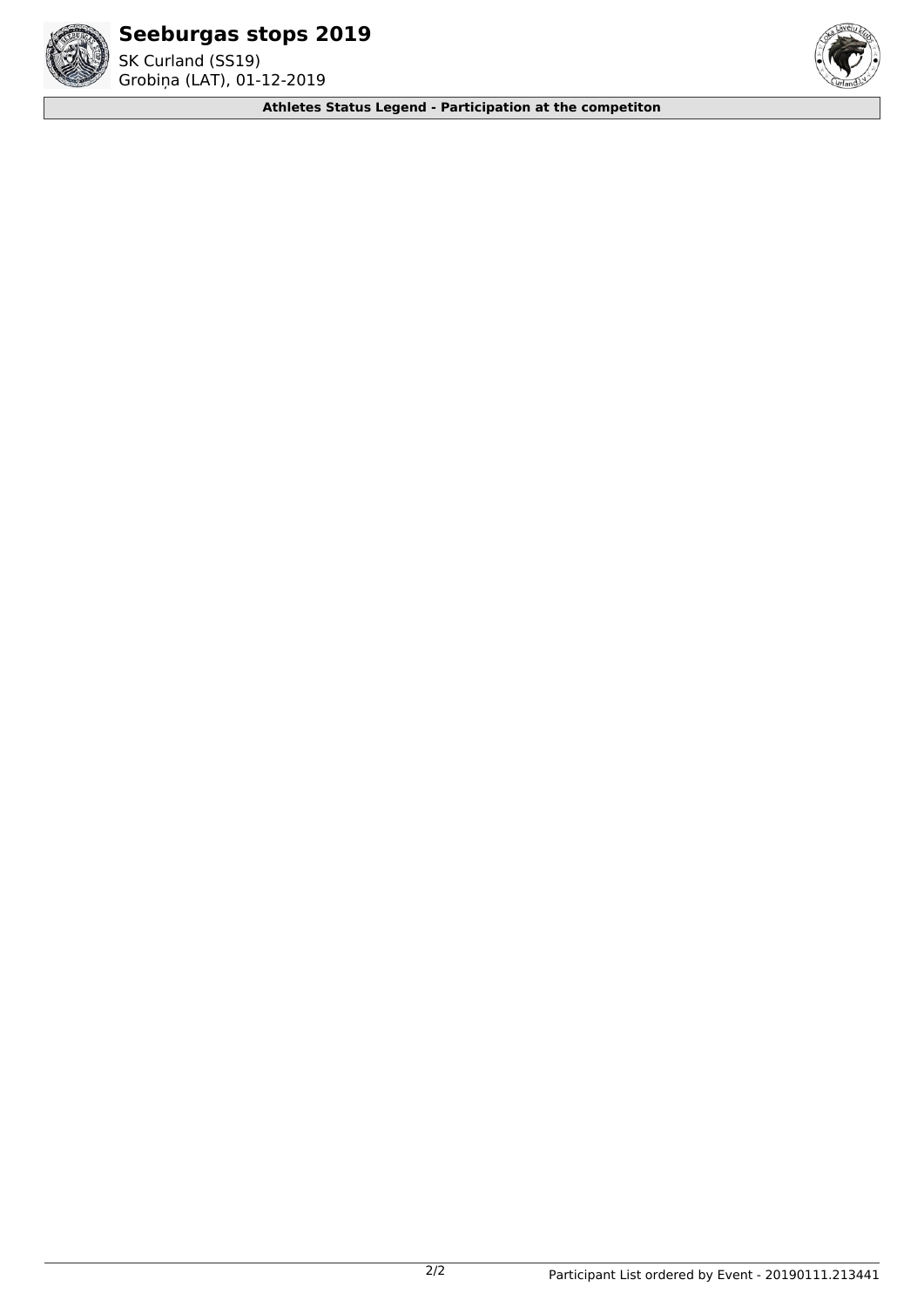**Athletes Status Legend - Participation at the competiton**